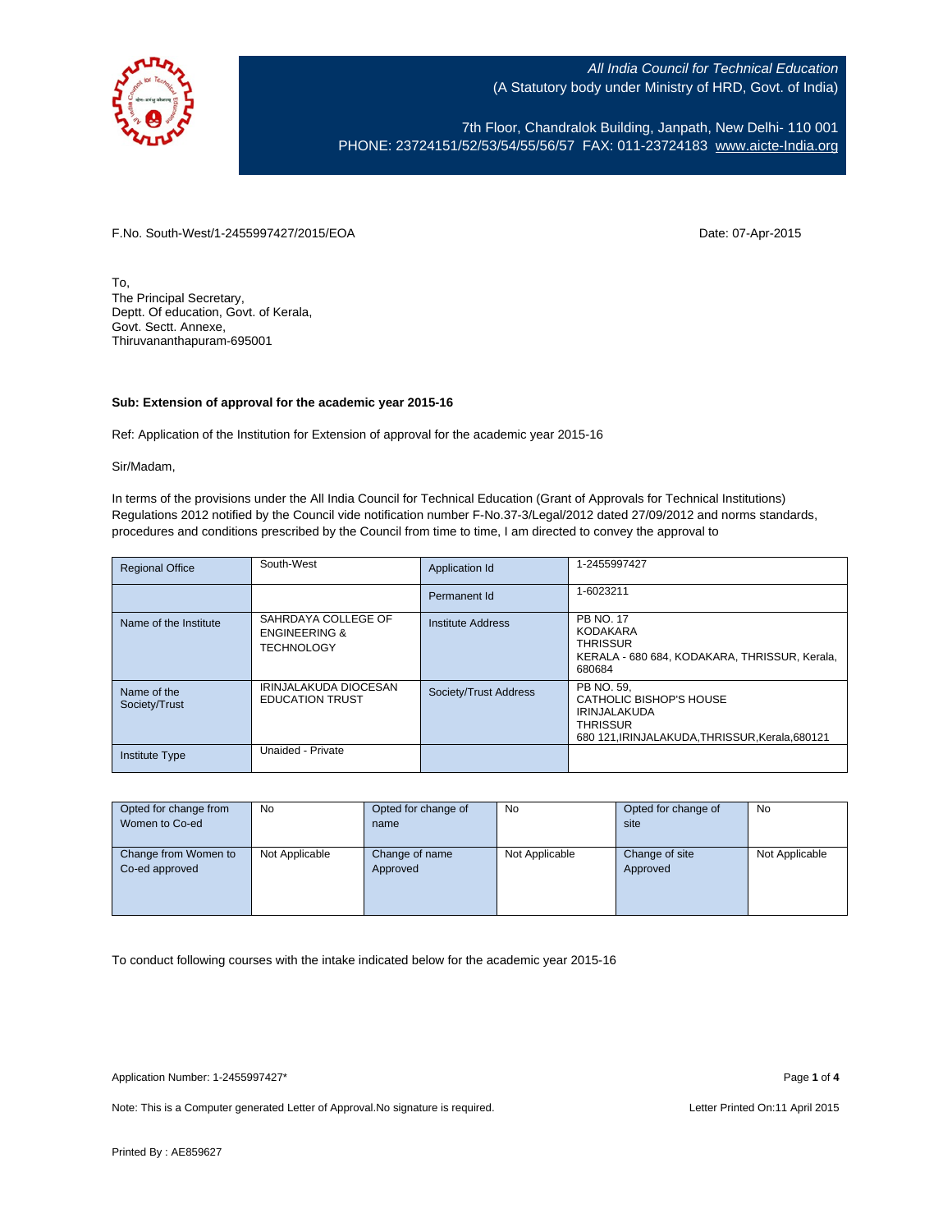All India Council for Technical Education
(A Statutory body under Ministry of HRD, Govt. of India)

7th Floor, Chandralok Building, Janpath, New Delhi- 110 001
PHONE: 23724151/52/53/54/55/56/57 FAX: 011-23724183 www.aicte-India.org

F.No. South-West/1-2455997427/2015/EOA

Date: 07-Apr-2015

To,
The Principal Secretary,
Deptt. Of education, Govt. of Kerala,
Govt. Sectt. Annexe,
Thiruvananthapuram-695001

**Sub: Extension of approval for the academic year 2015-16**

Ref: Application of the Institution for Extension of approval for the academic year 2015-16

Sir/Madam,

In terms of the provisions under the All India Council for Technical Education (Grant of Approvals for Technical Institutions) Regulations 2012 notified by the Council vide notification number F-No.37-3/Legal/2012 dated 27/09/2012 and norms standards, procedures and conditions prescribed by the Council from time to time, I am directed to convey the approval to

| Regional Office | South-West | Application Id | 1-2455997427 |
|---|---|---|---|
| | | Permanent Id | 1-6023211 |
| Name of the Institute | SAHRDAYA COLLEGE OF ENGINEERING & TECHNOLOGY | Institute Address | PB NO. 17 KODAKARA THRISSUR KERALA - 680 684, KODAKARA, THRISSUR, Kerala, 680684 |
| Name of the Society/Trust | IRINJALAKUDA DIOCESAN EDUCATION TRUST | Society/Trust Address | PB NO. 59, CATHOLIC BISHOP'S HOUSE IRINJALAKUDA THRISSUR 680 121,IRINJALAKUDA,THRISSUR,Kerala,680121 |
| Institute Type | Unaided - Private | | |

| Opted for change from Women to Co-ed | No | Opted for change of name | No | Opted for change of site | No |
|---|---|---|---|---|---|
| Change from Women to Co-ed approved | Not Applicable | Change of name Approved | Not Applicable | Change of site Approved | Not Applicable |

To conduct following courses with the intake indicated below for the academic year 2015-16

Application Number: 1-2455997427*

Note: This is a Computer generated Letter of Approval.No signature is required.

Letter Printed On:11 April 2015

Printed By : AE859627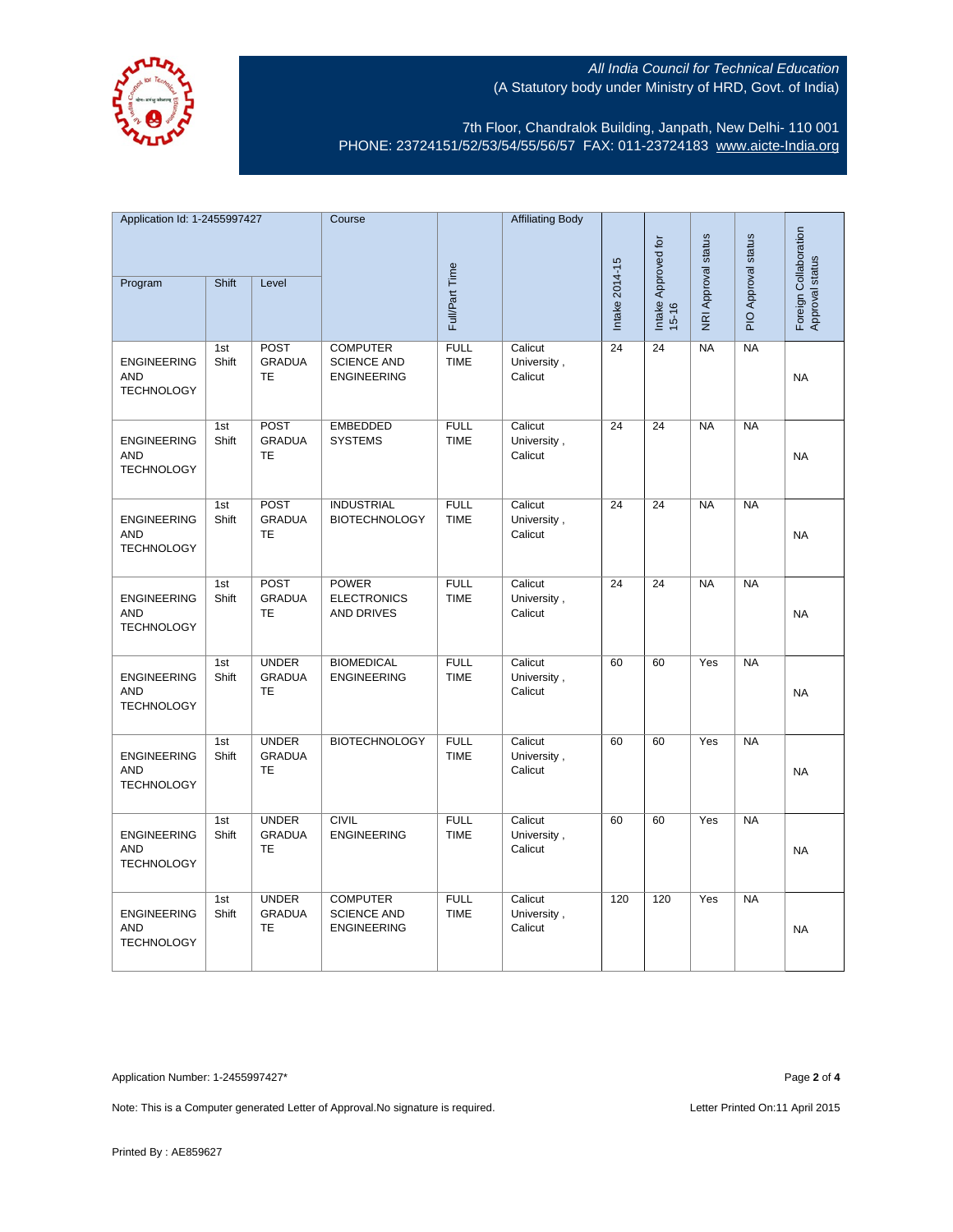All India Council for Technical Education
(A Statutory body under Ministry of HRD, Govt. of India)

7th Floor, Chandralok Building, Janpath, New Delhi- 110 001
PHONE: 23724151/52/53/54/55/56/57 FAX: 011-23724183 www.aicte-India.org

| Application Id: 1-2455997427 | | | Course | Full/Part Time | Affiliating Body | Intake 2014-15 | Intake Approved for 15-16 | NRI Approval status | PIO Approval status | Foreign Collaboration Approval status |
|---|---|---|---|---|---|---|---|---|---|---|
| Program | Shift | Level | | | | | | | | |
| ENGINEERING AND TECHNOLOGY | 1st Shift | POST GRADUATE | COMPUTER SCIENCE AND ENGINEERING | FULL TIME | Calicut University , Calicut | 24 | 24 | NA | NA | NA |
| ENGINEERING AND TECHNOLOGY | 1st Shift | POST GRADUATE | EMBEDDED SYSTEMS | FULL TIME | Calicut University , Calicut | 24 | 24 | NA | NA | NA |
| ENGINEERING AND TECHNOLOGY | 1st Shift | POST GRADUATE | INDUSTRIAL BIOTECHNOLOGY | FULL TIME | Calicut University , Calicut | 24 | 24 | NA | NA | NA |
| ENGINEERING AND TECHNOLOGY | 1st Shift | POST GRADUATE | POWER ELECTRONICS AND DRIVES | FULL TIME | Calicut University , Calicut | 24 | 24 | NA | NA | NA |
| ENGINEERING AND TECHNOLOGY | 1st Shift | UNDER GRADUATE | BIOMEDICAL ENGINEERING | FULL TIME | Calicut University , Calicut | 60 | 60 | Yes | NA | NA |
| ENGINEERING AND TECHNOLOGY | 1st Shift | UNDER GRADUATE | BIOTECHNOLOGY | FULL TIME | Calicut University , Calicut | 60 | 60 | Yes | NA | NA |
| ENGINEERING AND TECHNOLOGY | 1st Shift | UNDER GRADUATE | CIVIL ENGINEERING | FULL TIME | Calicut University , Calicut | 60 | 60 | Yes | NA | NA |
| ENGINEERING AND TECHNOLOGY | 1st Shift | UNDER GRADUATE | COMPUTER SCIENCE AND ENGINEERING | FULL TIME | Calicut University , Calicut | 120 | 120 | Yes | NA | NA |

Application Number: 1-2455997427*

Note: This is a Computer generated Letter of Approval.No signature is required.

Letter Printed On:11 April 2015

Printed By : AE859627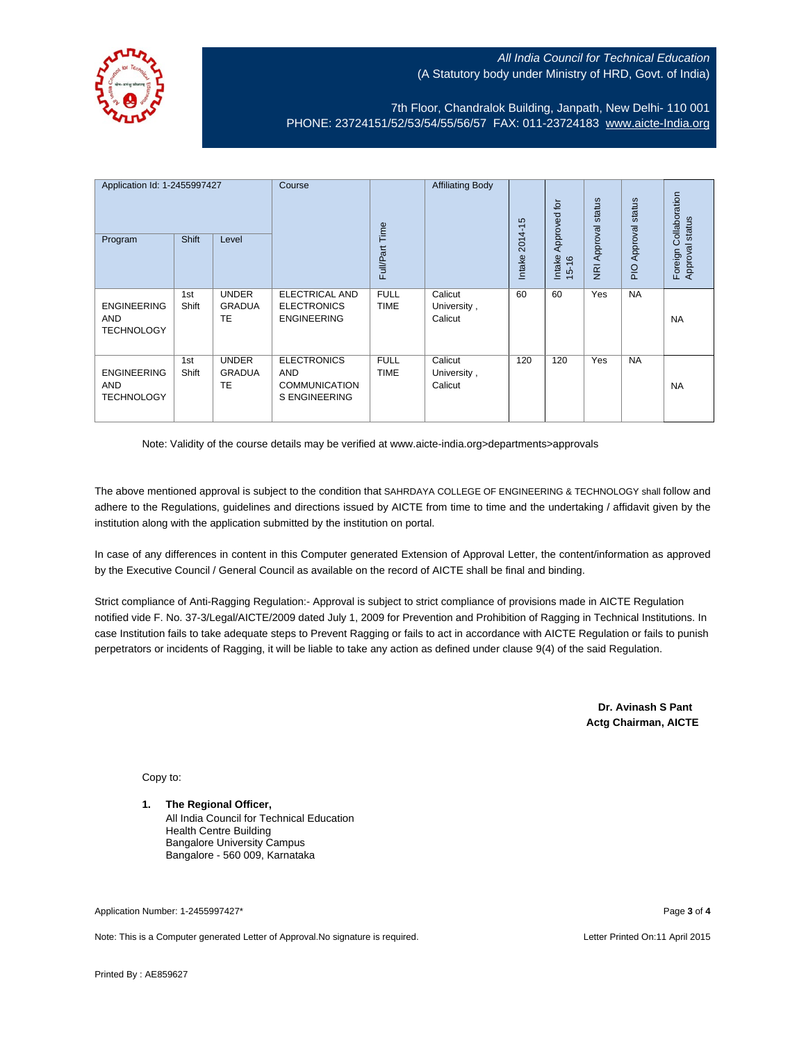All India Council for Technical Education
(A Statutory body under Ministry of HRD, Govt. of India)

7th Floor, Chandralok Building, Janpath, New Delhi- 110 001
PHONE: 23724151/52/53/54/55/56/57 FAX: 011-23724183 www.aicte-India.org

| Application Id: 1-2455997427 | | | Course | Full/Part Time | Affiliating Body | Intake 2014-15 | Intake Approved for 15-16 | NRI Approval status | PIO Approval status | Foreign Collaboration Approval status |
|---|---|---|---|---|---|---|---|---|---|---|
| Program | Shift | Level | | | | | | | | |
| ENGINEERING AND TECHNOLOGY | 1st Shift | UNDER GRADUATE | ELECTRICAL AND ELECTRONICS ENGINEERING | FULL TIME | Calicut University , Calicut | 60 | 60 | Yes | NA | NA |
| ENGINEERING AND TECHNOLOGY | 1st Shift | UNDER GRADUATE | ELECTRONICS AND COMMUNICATIONS ENGINEERING | FULL TIME | Calicut University , Calicut | 120 | 120 | Yes | NA | NA |

Note: Validity of the course details may be verified at www.aicte-india.org>departments>approvals

The above mentioned approval is subject to the condition that SAHRDAYA COLLEGE OF ENGINEERING & TECHNOLOGY shall follow and adhere to the Regulations, guidelines and directions issued by AICTE from time to time and the undertaking / affidavit given by the institution along with the application submitted by the institution on portal.

In case of any differences in content in this Computer generated Extension of Approval Letter, the content/information as approved by the Executive Council / General Council as available on the record of AICTE shall be final and binding.

Strict compliance of Anti-Ragging Regulation:- Approval is subject to strict compliance of provisions made in AICTE Regulation notified vide F. No. 37-3/Legal/AICTE/2009 dated July 1, 2009 for Prevention and Prohibition of Ragging in Technical Institutions. In case Institution fails to take adequate steps to Prevent Ragging or fails to act in accordance with AICTE Regulation or fails to punish perpetrators or incidents of Ragging, it will be liable to take any action as defined under clause 9(4) of the said Regulation.

**Dr. Avinash S Pant**
**Actg Chairman, AICTE**

Copy to:

1. **The Regional Officer,**
   All India Council for Technical Education
   Health Centre Building
   Bangalore University Campus
   Bangalore - 560 009, Karnataka

Application Number: 1-2455997427*

Note: This is a Computer generated Letter of Approval.No signature is required.

Letter Printed On:11 April 2015

Printed By : AE859627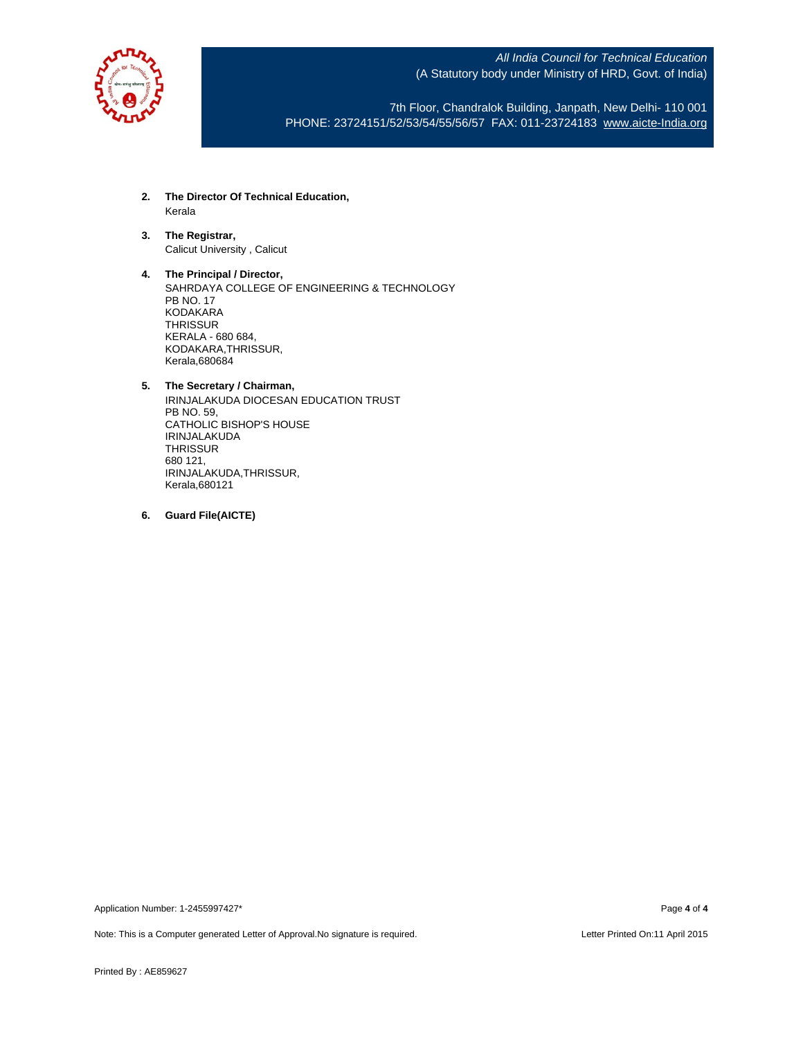2. **The Director Of Technical Education,**
   Kerala

3. **The Registrar,**
   Calicut University , Calicut

4. **The Principal / Director,**
   SAHRDAYA COLLEGE OF ENGINEERING & TECHNOLOGY
   PB NO. 17
   KODAKARA
   THRISSUR
   KERALA - 680 684,
   KODAKARA,THRISSUR,
   Kerala,680684

5. **The Secretary / Chairman,**
   IRINJALAKUDA DIOCESAN EDUCATION TRUST
   PB NO. 59,
   CATHOLIC BISHOP'S HOUSE
   IRINJALAKUDA
   THRISSUR
   680 121,
   IRINJALAKUDA,THRISSUR,
   Kerala,680121

6. **Guard File(AICTE)**

Application Number: 1-2455997427*

Note: This is a Computer generated Letter of Approval.No signature is required.

Letter Printed On:11 April 2015

Printed By : AE859627